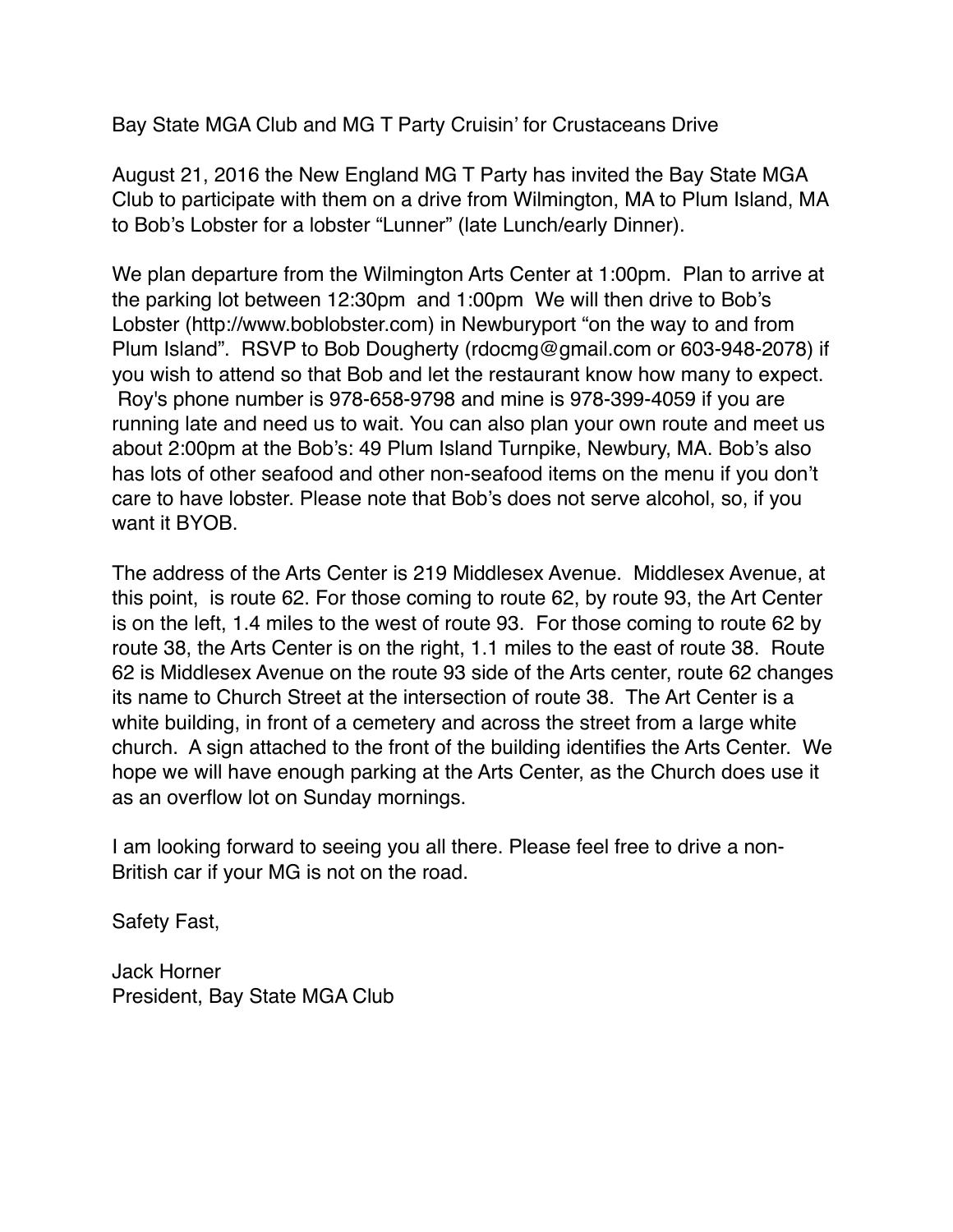Bay State MGA Club and MG T Party Cruisin' for Crustaceans Drive

August 21, 2016 the New England MG T Party has invited the Bay State MGA Club to participate with them on a drive from Wilmington, MA to Plum Island, MA to Bob's Lobster for a lobster "Lunner" (late Lunch/early Dinner).

We plan departure from the Wilmington Arts Center at 1:00pm. Plan to arrive at the parking lot between 12:30pm and 1:00pm We will then drive to Bob's Lobster (http://www.boblobster.com) in Newburyport "on the way to and from Plum Island". RSVP to Bob Dougherty (rdocmg@gmail.com or 603-948-2078) if you wish to attend so that Bob and let the restaurant know how many to expect. Roy's phone number is 978-658-9798 and mine is 978-399-4059 if you are running late and need us to wait. You can also plan your own route and meet us about 2:00pm at the Bob's: 49 Plum Island Turnpike, Newbury, MA. Bob's also has lots of other seafood and other non-seafood items on the menu if you don't care to have lobster. Please note that Bob's does not serve alcohol, so, if you want it BYOB.

The address of the Arts Center is 219 Middlesex Avenue. Middlesex Avenue, at this point, is route 62. For those coming to route 62, by route 93, the Art Center is on the left, 1.4 miles to the west of route 93. For those coming to route 62 by route 38, the Arts Center is on the right, 1.1 miles to the east of route 38. Route 62 is Middlesex Avenue on the route 93 side of the Arts center, route 62 changes its name to Church Street at the intersection of route 38. The Art Center is a white building, in front of a cemetery and across the street from a large white church. A sign attached to the front of the building identifies the Arts Center. We hope we will have enough parking at the Arts Center, as the Church does use it as an overflow lot on Sunday mornings.

I am looking forward to seeing you all there. Please feel free to drive a non-British car if your MG is not on the road.

Safety Fast,

Jack Horner
President, Bay State MGA Club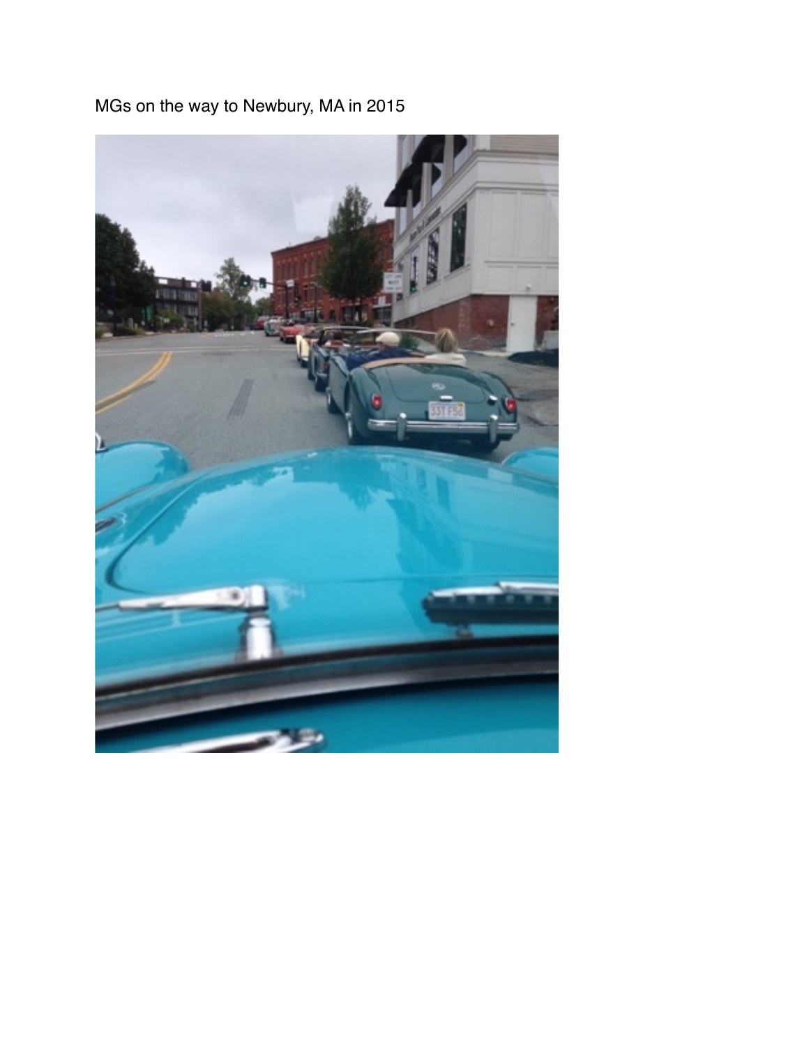MGs on the way to Newbury, MA in 2015